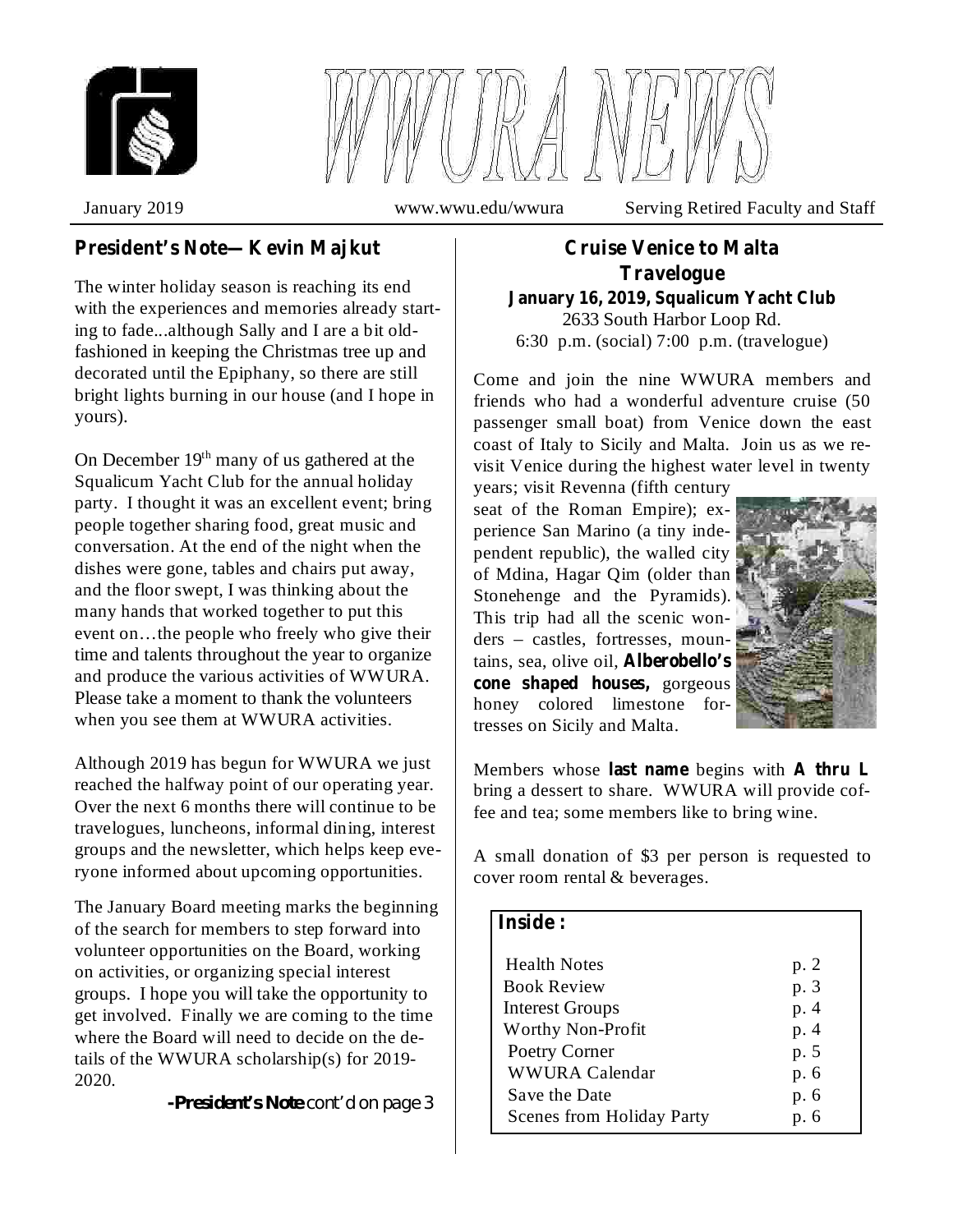# WWURA NEWS

January 2019 www.wwu.edu/wwura Serving Retired Faculty and Staff

## President's Note— Kevin Majkut

The winter holiday season is reaching its end with the experiences and memories already starting to fade...although Sally and I are a bit old-fashioned in keeping the Christmas tree up and decorated until the Epiphany, so there are still bright lights burning in our house (and I hope in yours).

On December 19th many of us gathered at the Squalicum Yacht Club for the annual holiday party. I thought it was an excellent event; bring people together sharing food, great music and conversation. At the end of the night when the dishes were gone, tables and chairs put away, and the floor swept, I was thinking about the many hands that worked together to put this event on…the people who freely who give their time and talents throughout the year to organize and produce the various activities of WWURA. Please take a moment to thank the volunteers when you see them at WWURA activities.

Although 2019 has begun for WWURA we just reached the halfway point of our operating year. Over the next 6 months there will continue to be travelogues, luncheons, informal dining, interest groups and the newsletter, which helps keep everyone informed about upcoming opportunities.

The January Board meeting marks the beginning of the search for members to step forward into volunteer opportunities on the Board, working on activities, or organizing special interest groups. I hope you will take the opportunity to get involved. Finally we are coming to the time where the Board will need to decide on the details of the WWURA scholarship(s) for 2019-2020.

***-President's Note** cont'd on page 3*

## Cruise Venice to Malta Travelogue

**January 16, 2019, Squalicum Yacht Club**

2633 South Harbor Loop Rd.

6:30 p.m. (social) 7:00 p.m. (travelogue)

Come and join the nine WWURA members and friends who had a wonderful adventure cruise (50 passenger small boat) from Venice down the east coast of Italy to Sicily and Malta. Join us as we re-visit Venice during the highest water level in twenty years; visit Revenna (fifth century seat of the Roman Empire); experience San Marino (a tiny independent republic), the walled city of Mdina, Hagar Qim (older than Stonehenge and the Pyramids). This trip had all the scenic wonders – castles, fortresses, mountains, sea, olive oil, **Alberobello's cone shaped houses,** gorgeous honey colored limestone fortresses on Sicily and Malta.

Members whose **last name** begins with **A thru L** bring a dessert to share. WWURA will provide coffee and tea; some members like to bring wine.

A small donation of $3 per person is requested to cover room rental & beverages.

**Inside :**

| | |
|---|---|
| Health Notes | p. 2 |
| Book Review | p. 3 |
| Interest Groups | p. 4 |
| Worthy Non-Profit | p. 4 |
| Poetry Corner | p. 5 |
| WWURA Calendar | p. 6 |
| Save the Date | p. 6 |
| Scenes from Holiday Party | p. 6 |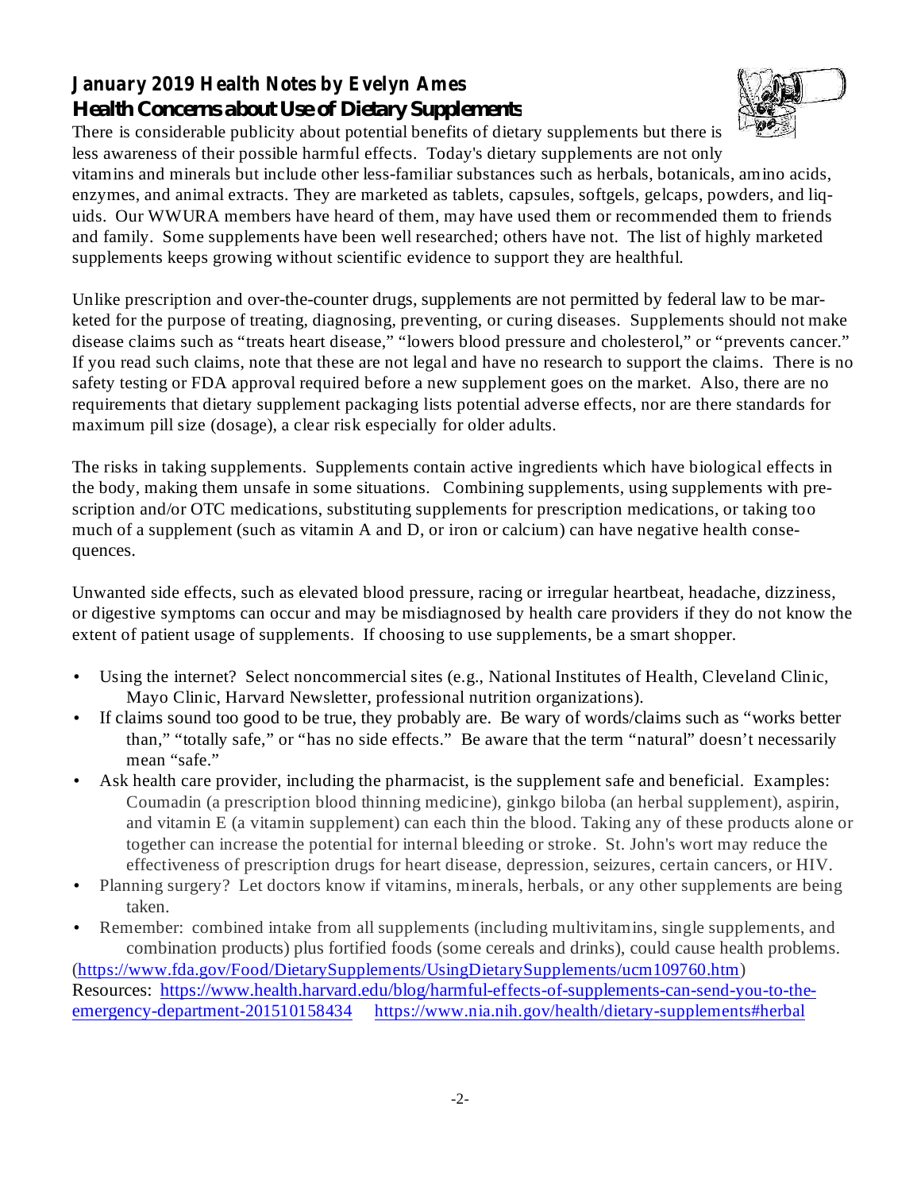## January 2019 Health Notes by Evelyn Ames

### Health Concerns about Use of Dietary Supplements

There is considerable publicity about potential benefits of dietary supplements but there is less awareness of their possible harmful effects. Today's dietary supplements are not only vitamins and minerals but include other less-familiar substances such as herbals, botanicals, amino acids, enzymes, and animal extracts. They are marketed as tablets, capsules, softgels, gelcaps, powders, and liquids. Our WWURA members have heard of them, may have used them or recommended them to friends and family. Some supplements have been well researched; others have not. The list of highly marketed supplements keeps growing without scientific evidence to support they are healthful.

Unlike prescription and over-the-counter drugs, supplements are not permitted by federal law to be marketed for the purpose of treating, diagnosing, preventing, or curing diseases. Supplements should not make disease claims such as "treats heart disease," "lowers blood pressure and cholesterol," or "prevents cancer." If you read such claims, note that these are not legal and have no research to support the claims. There is no safety testing or FDA approval required before a new supplement goes on the market. Also, there are no requirements that dietary supplement packaging lists potential adverse effects, nor are there standards for maximum pill size (dosage), a clear risk especially for older adults.

The risks in taking supplements. Supplements contain active ingredients which have biological effects in the body, making them unsafe in some situations. Combining supplements, using supplements with prescription and/or OTC medications, substituting supplements for prescription medications, or taking too much of a supplement (such as vitamin A and D, or iron or calcium) can have negative health consequences.

Unwanted side effects, such as elevated blood pressure, racing or irregular heartbeat, headache, dizziness, or digestive symptoms can occur and may be misdiagnosed by health care providers if they do not know the extent of patient usage of supplements. If choosing to use supplements, be a smart shopper.

- Using the internet? Select noncommercial sites (e.g., National Institutes of Health, Cleveland Clinic, Mayo Clinic, Harvard Newsletter, professional nutrition organizations).
- If claims sound too good to be true, they probably are. Be wary of words/claims such as "works better than," "totally safe," or "has no side effects." Be aware that the term "natural" doesn't necessarily mean "safe."
- Ask health care provider, including the pharmacist, is the supplement safe and beneficial. Examples: Coumadin (a prescription blood thinning medicine), ginkgo biloba (an herbal supplement), aspirin, and vitamin E (a vitamin supplement) can each thin the blood. Taking any of these products alone or together can increase the potential for internal bleeding or stroke. St. John's wort may reduce the effectiveness of prescription drugs for heart disease, depression, seizures, certain cancers, or HIV.
- Planning surgery? Let doctors know if vitamins, minerals, herbals, or any other supplements are being taken.
- Remember: combined intake from all supplements (including multivitamins, single supplements, and combination products) plus fortified foods (some cereals and drinks), could cause health problems.

(https://www.fda.gov/Food/DietarySupplements/UsingDietarySupplements/ucm109760.htm)

Resources: https://www.health.harvard.edu/blog/harmful-effects-of-supplements-can-send-you-to-the-emergency-department-201510158434 https://www.nia.nih.gov/health/dietary-supplements#herbal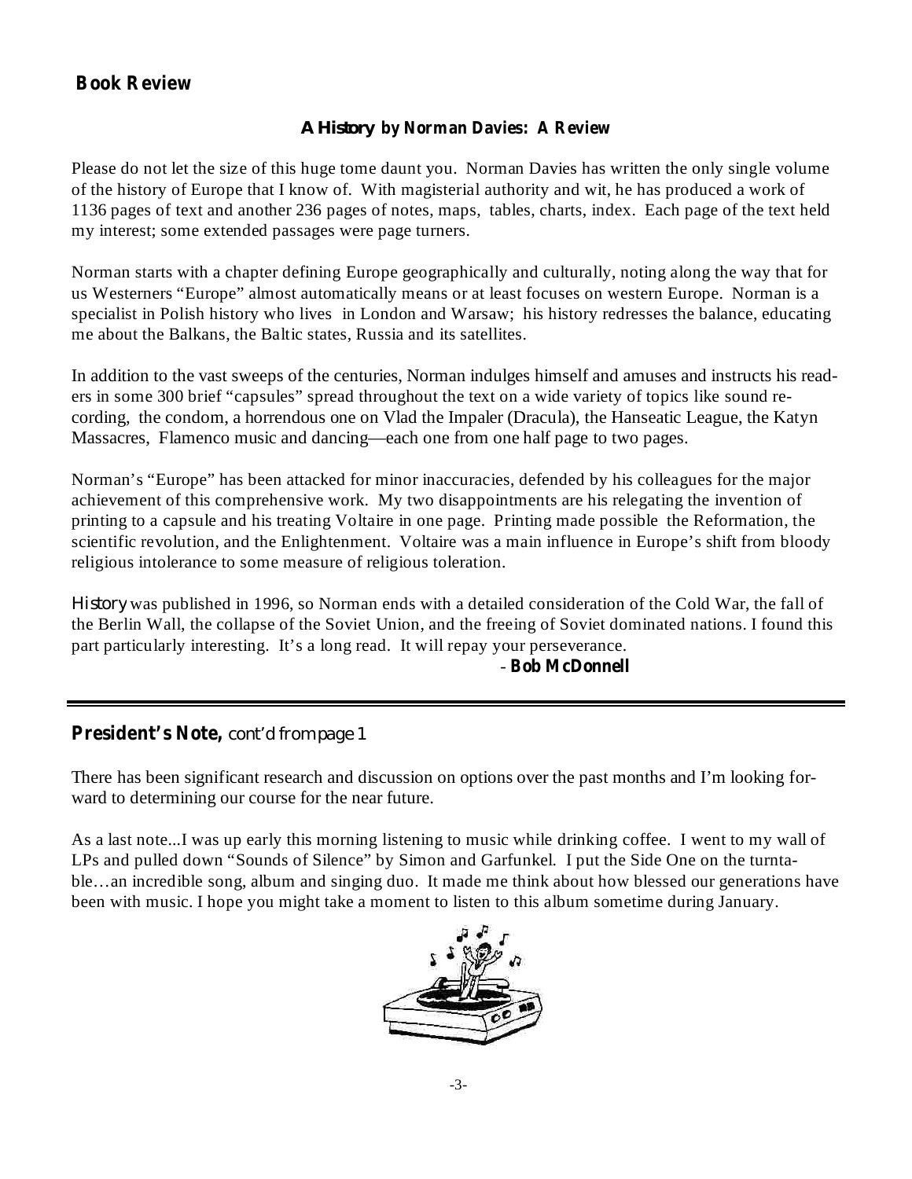## Book Review

### *A History* by Norman Davies: A Review

Please do not let the size of this huge tome daunt you. Norman Davies has written the only single volume of the history of Europe that I know of. With magisterial authority and wit, he has produced a work of 1136 pages of text and another 236 pages of notes, maps, tables, charts, index. Each page of the text held my interest; some extended passages were page turners.

Norman starts with a chapter defining Europe geographically and culturally, noting along the way that for us Westerners "Europe" almost automatically means or at least focuses on western Europe. Norman is a specialist in Polish history who lives in London and Warsaw; his history redresses the balance, educating me about the Balkans, the Baltic states, Russia and its satellites.

In addition to the vast sweeps of the centuries, Norman indulges himself and amuses and instructs his readers in some 300 brief "capsules" spread throughout the text on a wide variety of topics like sound recording, the condom, a horrendous one on Vlad the Impaler (Dracula), the Hanseatic League, the Katyn Massacres, Flamenco music and dancing—each one from one half page to two pages.

Norman's "Europe" has been attacked for minor inaccuracies, defended by his colleagues for the major achievement of this comprehensive work. My two disappointments are his relegating the invention of printing to a capsule and his treating Voltaire in one page. Printing made possible the Reformation, the scientific revolution, and the Enlightenment. Voltaire was a main influence in Europe's shift from bloody religious intolerance to some measure of religious toleration.

*History* was published in 1996, so Norman ends with a detailed consideration of the Cold War, the fall of the Berlin Wall, the collapse of the Soviet Union, and the freeing of Soviet dominated nations. I found this part particularly interesting. It's a long read. It will repay your perseverance.

\- **Bob McDonnell**

---

## President's Note, *cont'd from page 1*

There has been significant research and discussion on options over the past months and I'm looking forward to determining our course for the near future.

As a last note...I was up early this morning listening to music while drinking coffee. I went to my wall of LPs and pulled down "Sounds of Silence" by Simon and Garfunkel. I put the Side One on the turntable…an incredible song, album and singing duo. It made me think about how blessed our generations have been with music. I hope you might take a moment to listen to this album sometime during January.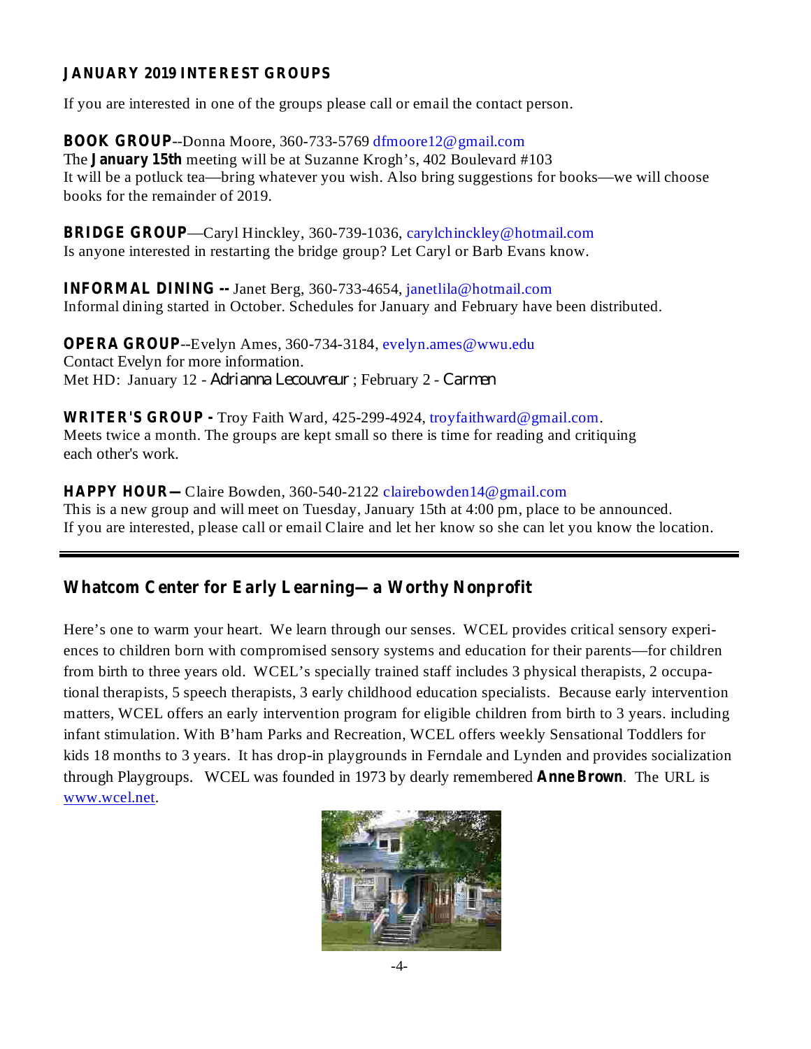## JANUARY 2019 INTEREST GROUPS

If you are interested in one of the groups please call or email the contact person.

**BOOK GROUP**--Donna Moore, 360-733-5769 dfmoore12@gmail.com
The **January 15th** meeting will be at Suzanne Krogh's, 402 Boulevard #103
It will be a potluck tea—bring whatever you wish. Also bring suggestions for books—we will choose books for the remainder of 2019.

**BRIDGE GROUP**—Caryl Hinckley, 360-739-1036, carylchinckley@hotmail.com
Is anyone interested in restarting the bridge group? Let Caryl or Barb Evans know.

**INFORMAL DINING --** Janet Berg, 360-733-4654, janetlila@hotmail.com
Informal dining started in October. Schedules for January and February have been distributed.

**OPERA GROUP**--Evelyn Ames, 360-734-3184, evelyn.ames@wwu.edu
Contact Evelyn for more information.
Met HD: January 12 - *Adrianna Lecouvreur* ; February 2 - *Carmen*

**WRITER'S GROUP -** Troy Faith Ward, 425-299-4924, troyfaithward@gmail.com.
Meets twice a month. The groups are kept small so there is time for reading and critiquing each other's work.

**HAPPY HOUR—** Claire Bowden, 360-540-2122 clairebowden14@gmail.com
This is a new group and will meet on Tuesday, January 15th at 4:00 pm, place to be announced.
If you are interested, please call or email Claire and let her know so she can let you know the location.

---

## Whatcom Center for Early Learning—a Worthy Nonprofit

Here's one to warm your heart. We learn through our senses. WCEL provides critical sensory experiences to children born with compromised sensory systems and education for their parents—for children from birth to three years old. WCEL's specially trained staff includes 3 physical therapists, 2 occupational therapists, 5 speech therapists, 3 early childhood education specialists. Because early intervention matters, WCEL offers an early intervention program for eligible children from birth to 3 years. including infant stimulation. With B'ham Parks and Recreation, WCEL offers weekly Sensational Toddlers for kids 18 months to 3 years. It has drop-in playgrounds in Ferndale and Lynden and provides socialization through Playgroups. WCEL was founded in 1973 by dearly remembered **Anne Brown**. The URL is www.wcel.net.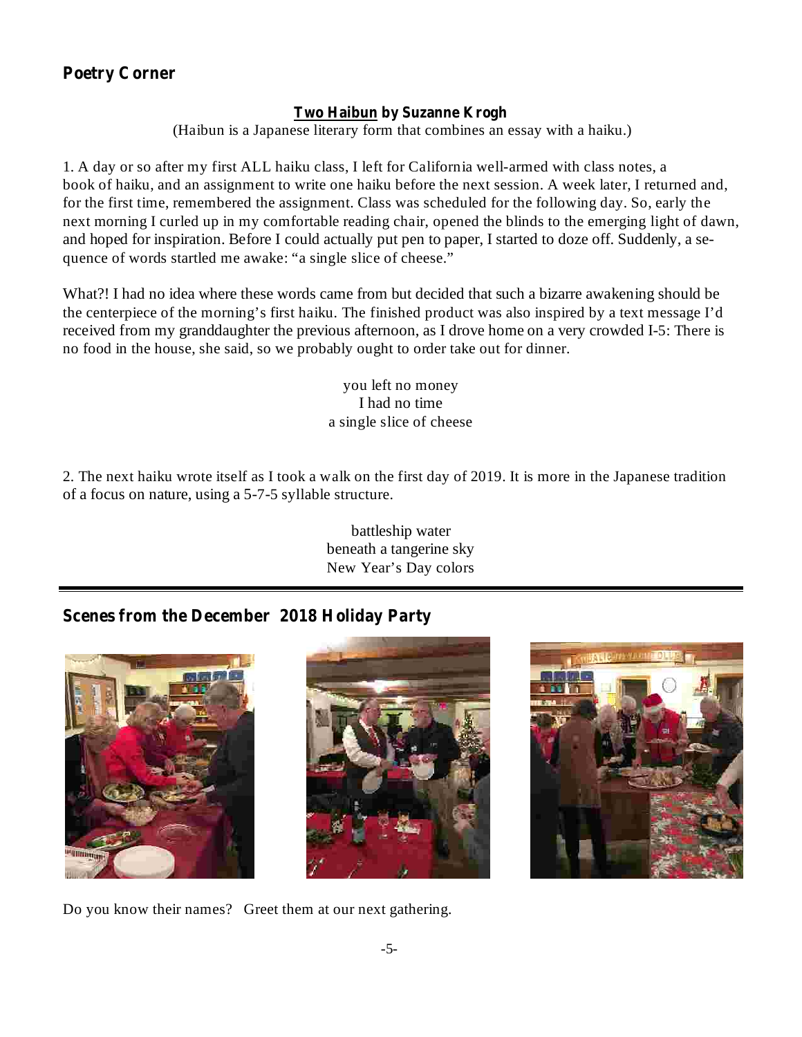## Poetry Corner

### Two Haibun by Suzanne Krogh

(Haibun is a Japanese literary form that combines an essay with a haiku.)

1. A day or so after my first ALL haiku class, I left for California well-armed with class notes, a book of haiku, and an assignment to write one haiku before the next session. A week later, I returned and, for the first time, remembered the assignment. Class was scheduled for the following day. So, early the next morning I curled up in my comfortable reading chair, opened the blinds to the emerging light of dawn, and hoped for inspiration. Before I could actually put pen to paper, I started to doze off. Suddenly, a sequence of words startled me awake: "a single slice of cheese."

What?! I had no idea where these words came from but decided that such a bizarre awakening should be the centerpiece of the morning's first haiku. The finished product was also inspired by a text message I'd received from my granddaughter the previous afternoon, as I drove home on a very crowded I-5: There is no food in the house, she said, so we probably ought to order take out for dinner.

you left no money
I had no time
a single slice of cheese

2. The next haiku wrote itself as I took a walk on the first day of 2019. It is more in the Japanese tradition of a focus on nature, using a 5-7-5 syllable structure.

battleship water
beneath a tangerine sky
New Year's Day colors

---

## Scenes from the December 2018 Holiday Party

Do you know their names? Greet them at our next gathering.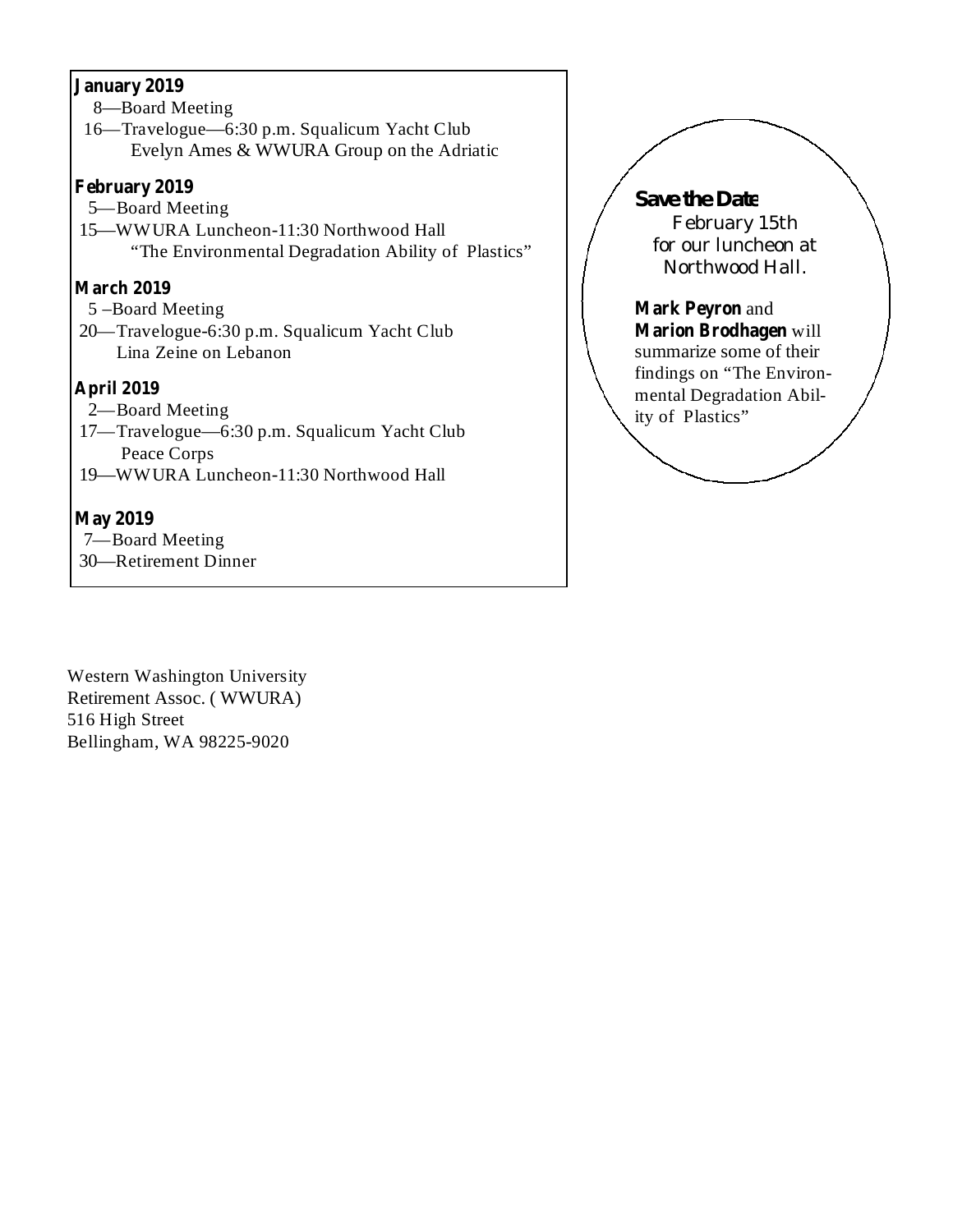**January 2019**

8—Board Meeting

16—Travelogue—6:30 p.m. Squalicum Yacht Club
Evelyn Ames & WWURA Group on the Adriatic

**February 2019**

5—Board Meeting

15—WWURA Luncheon-11:30 Northwood Hall
"The Environmental Degradation Ability of Plastics"

**March 2019**

5 –Board Meeting

20—Travelogue-6:30 p.m. Squalicum Yacht Club
Lina Zeine on Lebanon

**April 2019**

2—Board Meeting

17—Travelogue—6:30 p.m. Squalicum Yacht Club
Peace Corps

19—WWURA Luncheon-11:30 Northwood Hall

**May 2019**

7—Board Meeting

30—Retirement Dinner

**Save the Date**

February 15th
for our luncheon at
Northwood Hall.

**Mark Peyron** and **Marion Brodhagen** will summarize some of their findings on "The Environmental Degradation Ability of Plastics"

Western Washington University
Retirement Assoc. ( WWURA)
516 High Street
Bellingham, WA 98225-9020